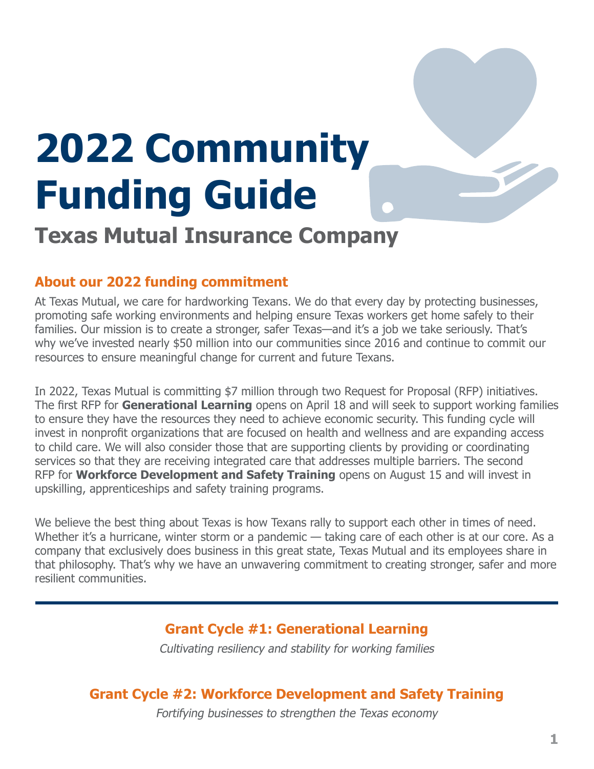# 2022 Community Funding Guide

## Texas Mutual Insurance Company

### About our 2022 funding commitment

At Texas Mutual, we care for hardworking Texans. We do that every day by protecting businesses, promoting safe working environments and helping ensure Texas workers get home safely to their families. Our mission is to create a stronger, safer Texas—and it's a job we take seriously. That's why we've invested nearly $50 million into our communities since 2016 and continue to commit our resources to ensure meaningful change for current and future Texans.

In 2022, Texas Mutual is committing $7 million through two Request for Proposal (RFP) initiatives. The first RFP for **Generational Learning** opens on April 18 and will seek to support working families to ensure they have the resources they need to achieve economic security. This funding cycle will invest in nonprofit organizations that are focused on health and wellness and are expanding access to child care. We will also consider those that are supporting clients by providing or coordinating services so that they are receiving integrated care that addresses multiple barriers. The second RFP for **Workforce Development and Safety Training** opens on August 15 and will invest in upskilling, apprenticeships and safety training programs.

We believe the best thing about Texas is how Texans rally to support each other in times of need. Whether it's a hurricane, winter storm or a pandemic — taking care of each other is at our core. As a company that exclusively does business in this great state, Texas Mutual and its employees share in that philosophy. That's why we have an unwavering commitment to creating stronger, safer and more resilient communities.

---

### Grant Cycle #1: Generational Learning

*Cultivating resiliency and stability for working families*

### Grant Cycle #2: Workforce Development and Safety Training

*Fortifying businesses to strengthen the Texas economy*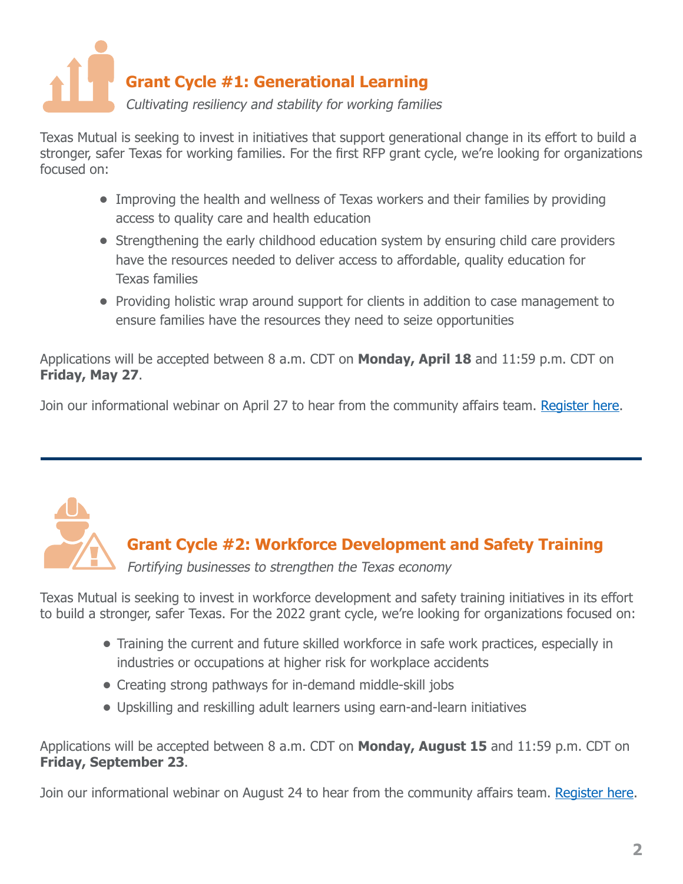## Grant Cycle #1: Generational Learning

*Cultivating resiliency and stability for working families*

Texas Mutual is seeking to invest in initiatives that support generational change in its effort to build a stronger, safer Texas for working families. For the first RFP grant cycle, we're looking for organizations focused on:

- Improving the health and wellness of Texas workers and their families by providing access to quality care and health education
- Strengthening the early childhood education system by ensuring child care providers have the resources needed to deliver access to affordable, quality education for Texas families
- Providing holistic wrap around support for clients in addition to case management to ensure families have the resources they need to seize opportunities

Applications will be accepted between 8 a.m. CDT on **Monday, April 18** and 11:59 p.m. CDT on **Friday, May 27**.

Join our informational webinar on April 27 to hear from the community affairs team. Register here.

---

## Grant Cycle #2: Workforce Development and Safety Training

*Fortifying businesses to strengthen the Texas economy*

Texas Mutual is seeking to invest in workforce development and safety training initiatives in its effort to build a stronger, safer Texas. For the 2022 grant cycle, we're looking for organizations focused on:

- Training the current and future skilled workforce in safe work practices, especially in industries or occupations at higher risk for workplace accidents
- Creating strong pathways for in-demand middle-skill jobs
- Upskilling and reskilling adult learners using earn-and-learn initiatives

Applications will be accepted between 8 a.m. CDT on **Monday, August 15** and 11:59 p.m. CDT on **Friday, September 23**.

Join our informational webinar on August 24 to hear from the community affairs team. Register here.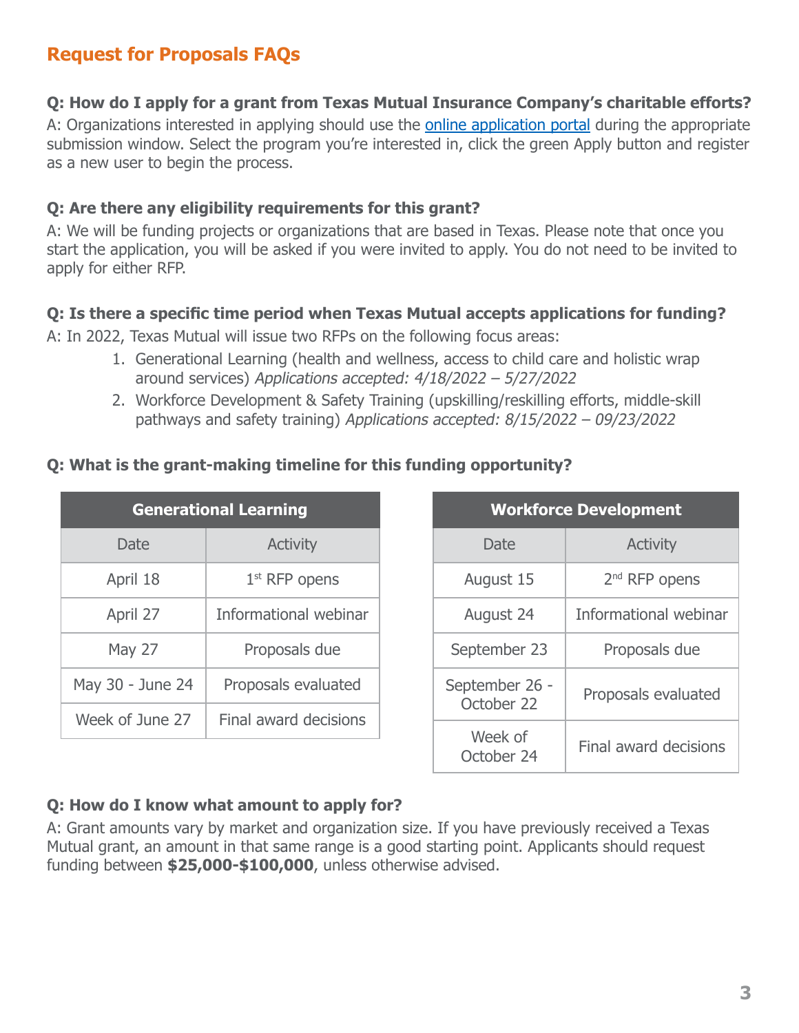## Request for Proposals FAQs

**Q: How do I apply for a grant from Texas Mutual Insurance Company's charitable efforts?**
A: Organizations interested in applying should use the online application portal during the appropriate submission window. Select the program you're interested in, click the green Apply button and register as a new user to begin the process.

**Q: Are there any eligibility requirements for this grant?**
A: We will be funding projects or organizations that are based in Texas. Please note that once you start the application, you will be asked if you were invited to apply. You do not need to be invited to apply for either RFP.

**Q: Is there a specific time period when Texas Mutual accepts applications for funding?**
A: In 2022, Texas Mutual will issue two RFPs on the following focus areas:

1. Generational Learning (health and wellness, access to child care and holistic wrap around services) *Applications accepted: 4/18/2022 – 5/27/2022*
2. Workforce Development & Safety Training (upskilling/reskilling efforts, middle-skill pathways and safety training) *Applications accepted: 8/15/2022 – 09/23/2022*

**Q: What is the grant-making timeline for this funding opportunity?**

| Generational Learning | |
|---|---|
| Date | Activity |
| April 18 | 1st RFP opens |
| April 27 | Informational webinar |
| May 27 | Proposals due |
| May 30 - June 24 | Proposals evaluated |
| Week of June 27 | Final award decisions |

| Workforce Development | |
|---|---|
| Date | Activity |
| August 15 | 2nd RFP opens |
| August 24 | Informational webinar |
| September 23 | Proposals due |
| September 26 - October 22 | Proposals evaluated |
| Week of October 24 | Final award decisions |

**Q: How do I know what amount to apply for?**
A: Grant amounts vary by market and organization size. If you have previously received a Texas Mutual grant, an amount in that same range is a good starting point. Applicants should request funding between **$25,000-$100,000**, unless otherwise advised.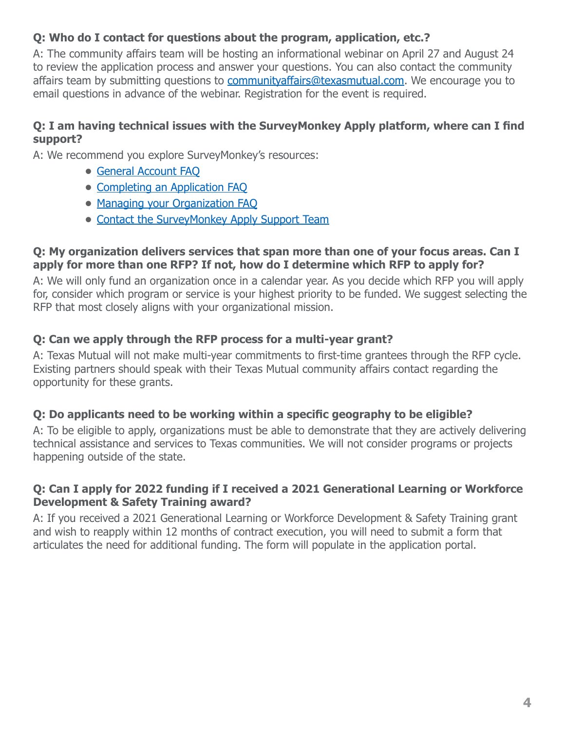**Q: Who do I contact for questions about the program, application, etc.?**

A: The community affairs team will be hosting an informational webinar on April 27 and August 24 to review the application process and answer your questions. You can also contact the community affairs team by submitting questions to communityaffairs@texasmutual.com. We encourage you to email questions in advance of the webinar. Registration for the event is required.

**Q: I am having technical issues with the SurveyMonkey Apply platform, where can I find support?**

A: We recommend you explore SurveyMonkey's resources:

- General Account FAQ
- Completing an Application FAQ
- Managing your Organization FAQ
- Contact the SurveyMonkey Apply Support Team

**Q: My organization delivers services that span more than one of your focus areas. Can I apply for more than one RFP? If not, how do I determine which RFP to apply for?**

A: We will only fund an organization once in a calendar year. As you decide which RFP you will apply for, consider which program or service is your highest priority to be funded. We suggest selecting the RFP that most closely aligns with your organizational mission.

**Q: Can we apply through the RFP process for a multi-year grant?**

A: Texas Mutual will not make multi-year commitments to first-time grantees through the RFP cycle. Existing partners should speak with their Texas Mutual community affairs contact regarding the opportunity for these grants.

**Q: Do applicants need to be working within a specific geography to be eligible?**

A: To be eligible to apply, organizations must be able to demonstrate that they are actively delivering technical assistance and services to Texas communities. We will not consider programs or projects happening outside of the state.

**Q: Can I apply for 2022 funding if I received a 2021 Generational Learning or Workforce Development & Safety Training award?**

A: If you received a 2021 Generational Learning or Workforce Development & Safety Training grant and wish to reapply within 12 months of contract execution, you will need to submit a form that articulates the need for additional funding. The form will populate in the application portal.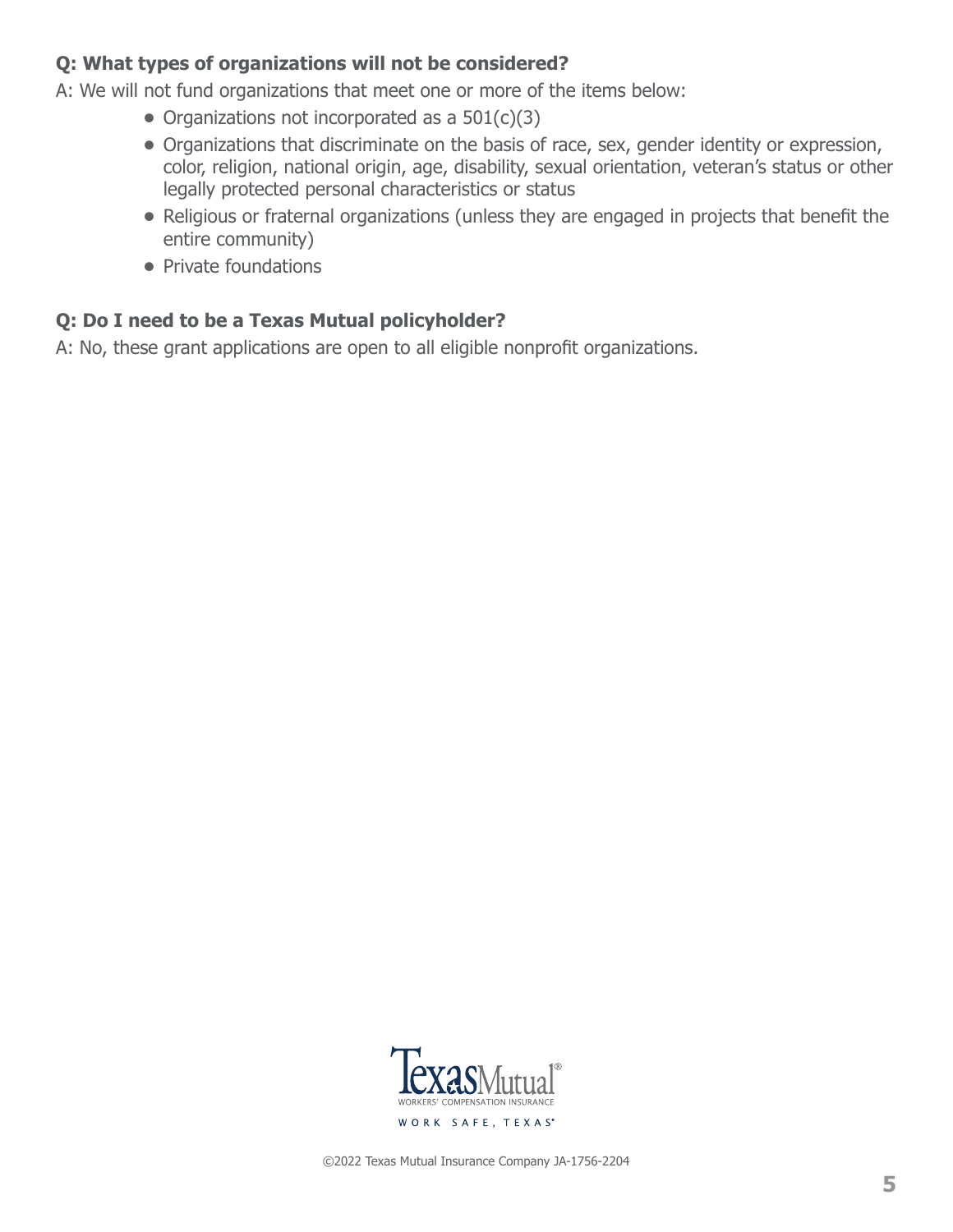**Q: What types of organizations will not be considered?**

A: We will not fund organizations that meet one or more of the items below:

- Organizations not incorporated as a 501(c)(3)
- Organizations that discriminate on the basis of race, sex, gender identity or expression, color, religion, national origin, age, disability, sexual orientation, veteran's status or other legally protected personal characteristics or status
- Religious or fraternal organizations (unless they are engaged in projects that benefit the entire community)
- Private foundations

**Q: Do I need to be a Texas Mutual policyholder?**

A: No, these grant applications are open to all eligible nonprofit organizations.

TexasMutual®
WORKERS' COMPENSATION INSURANCE
WORK SAFE, TEXAS®

©2022 Texas Mutual Insurance Company JA-1756-2204